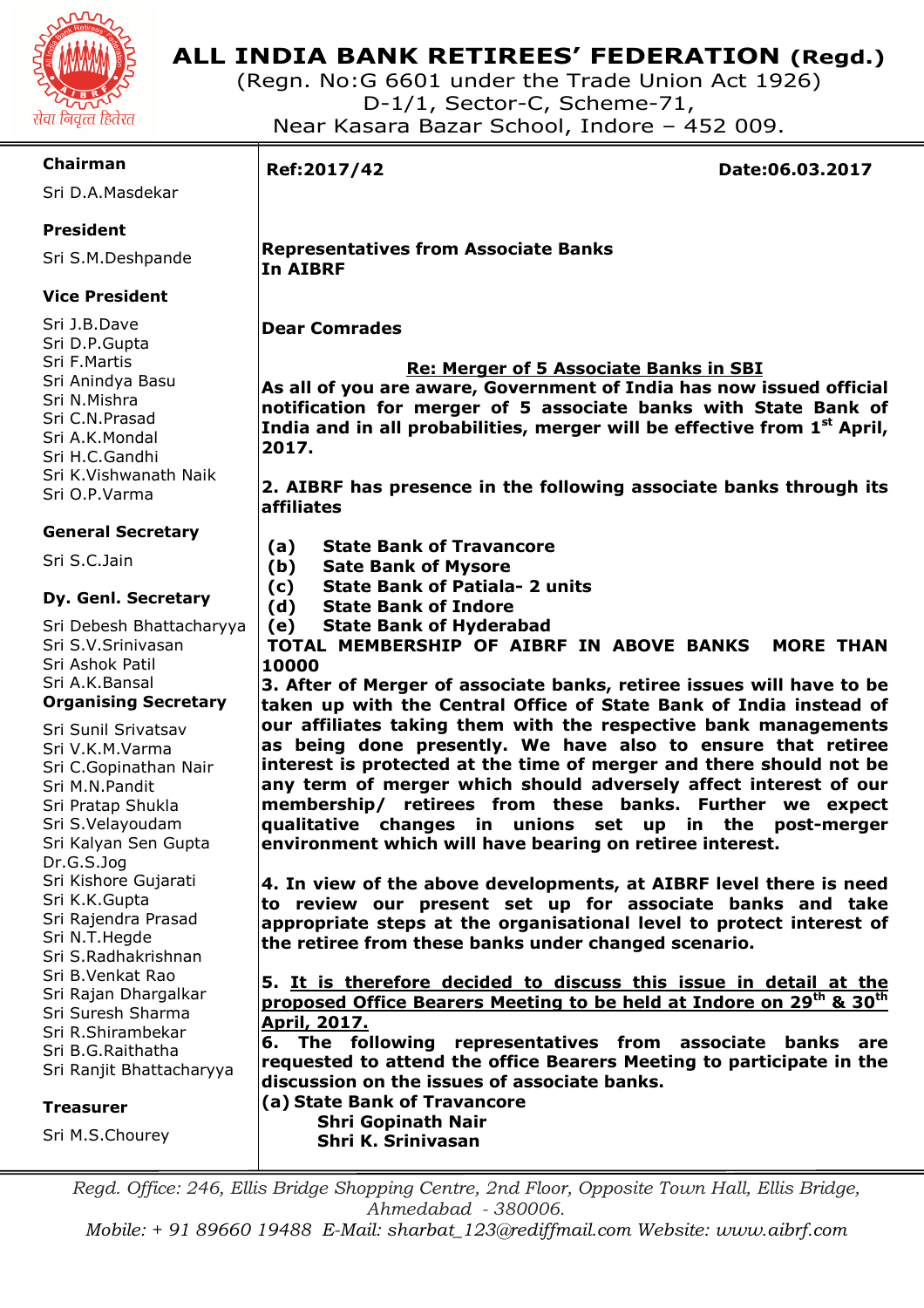# ALL INDIA BANK RETIREES' FEDERATION (Regd.)

(Regn. No:G 6601 under the Trade Union Act 1926)
D-1/1, Sector-C, Scheme-71,
Near Kasara Bazar School, Indore – 452 009.

सेवा निवृत्त हितरत

**Chairman**
Sri D.A.Masdekar

**President**
Sri S.M.Deshpande

**Vice President**
Sri J.B.Dave
Sri D.P.Gupta
Sri F.Martis
Sri Anindya Basu
Sri N.Mishra
Sri C.N.Prasad
Sri A.K.Mondal
Sri H.C.Gandhi
Sri K.Vishwanath Naik
Sri O.P.Varma

**General Secretary**
Sri S.C.Jain

**Dy. Genl. Secretary**
Sri Debesh Bhattacharyya
Sri S.V.Srinivasan
Sri Ashok Patil
Sri A.K.Bansal

**Organising Secretary**
Sri Sunil Srivatsav
Sri V.K.M.Varma
Sri C.Gopinathan Nair
Sri M.N.Pandit
Sri Pratap Shukla
Sri S.Velayoudam
Sri Kalyan Sen Gupta
Dr.G.S.Jog
Sri Kishore Gujarati
Sri K.K.Gupta
Sri Rajendra Prasad
Sri N.T.Hegde
Sri S.Radhakrishnan
Sri B.Venkat Rao
Sri Rajan Dhargalkar
Sri Suresh Sharma
Sri R.Shirambekar
Sri B.G.Raithatha
Sri Ranjit Bhattacharyya

**Treasurer**
Sri M.S.Chourey

---

**Ref:2017/42** **Date:06.03.2017**

**Representatives from Associate Banks**
**In AIBRF**

**Dear Comrades**

**<u>Re: Merger of 5 Associate Banks in SBI</u>**

**As all of you are aware, Government of India has now issued official notification for merger of 5 associate banks with State Bank of India and in all probabilities, merger will be effective from 1st April, 2017.**

**2. AIBRF has presence in the following associate banks through its affiliates**

**(a) State Bank of Travancore**
**(b) Sate Bank of Mysore**
**(c) State Bank of Patiala- 2 units**
**(d) State Bank of Indore**
**(e) State Bank of Hyderabad**

**TOTAL MEMBERSHIP OF AIBRF IN ABOVE BANKS MORE THAN 10000**

**3. After of Merger of associate banks, retiree issues will have to be taken up with the Central Office of State Bank of India instead of our affiliates taking them with the respective bank managements as being done presently. We have also to ensure that retiree interest is protected at the time of merger and there should not be any term of merger which should adversely affect interest of our membership/ retirees from these banks. Further we expect qualitative changes in unions set up in the post-merger environment which will have bearing on retiree interest.**

**4. In view of the above developments, at AIBRF level there is need to review our present set up for associate banks and take appropriate steps at the organisational level to protect interest of the retiree from these banks under changed scenario.**

**5. <u>It is therefore decided to discuss this issue in detail at the proposed Office Bearers Meeting to be held at Indore on 29th & 30th April, 2017.</u>**

**6. The following representatives from associate banks are requested to attend the office Bearers Meeting to participate in the discussion on the issues of associate banks.**

**(a) State Bank of Travancore**
**Shri Gopinath Nair**
**Shri K. Srinivasan**

---

*Regd. Office: 246, Ellis Bridge Shopping Centre, 2nd Floor, Opposite Town Hall, Ellis Bridge, Ahmedabad - 380006.*
*Mobile: + 91 89660 19488 E-Mail: sharbat_123@rediffmail.com Website: www.aibrf.com*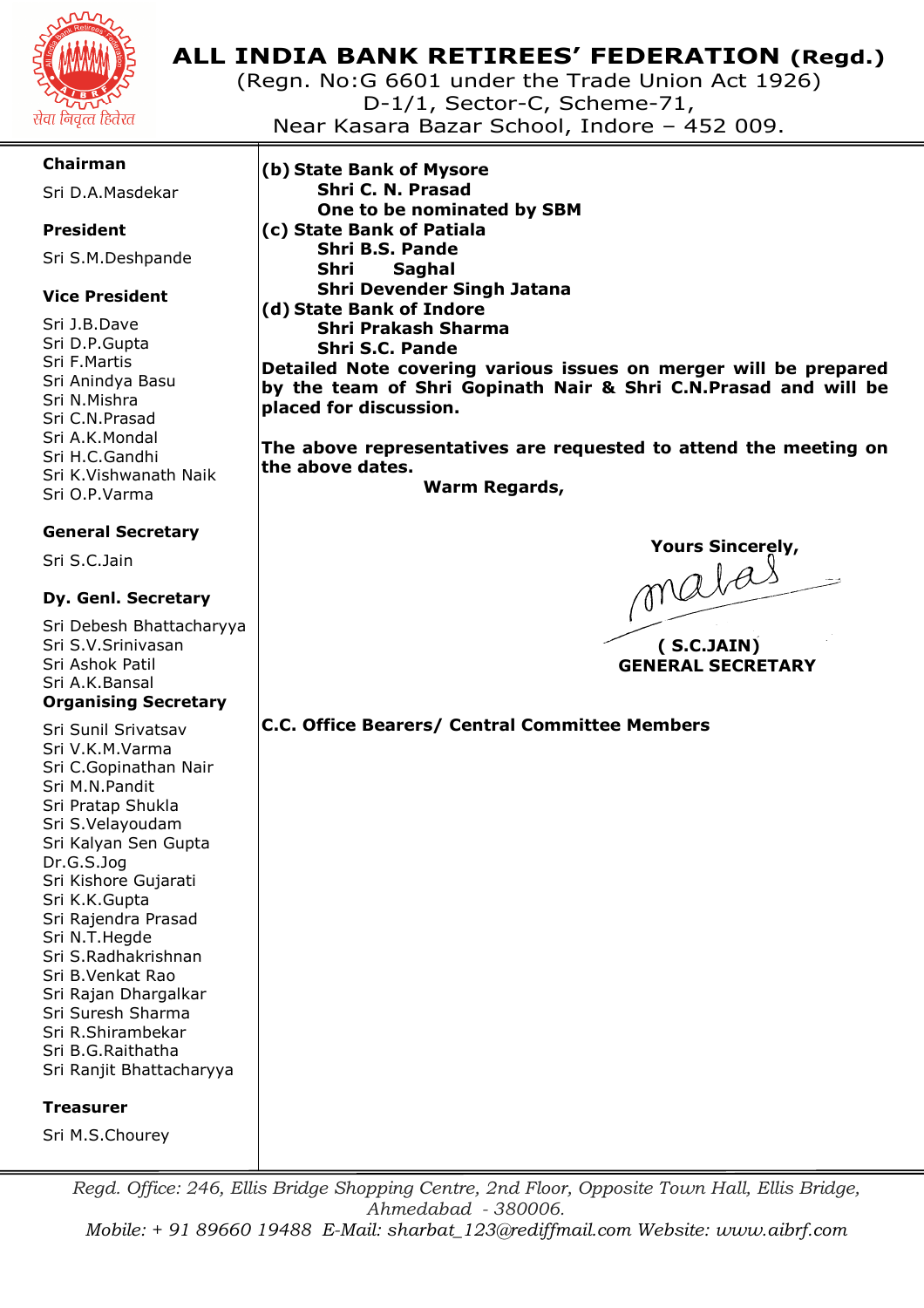# ALL INDIA BANK RETIREES' FEDERATION (Regd.)

(Regn. No:G 6601 under the Trade Union Act 1926)
D-1/1, Sector-C, Scheme-71,
Near Kasara Bazar School, Indore – 452 009.

**Chairman**

Sri D.A.Masdekar

**President**

Sri S.M.Deshpande

**Vice President**

Sri J.B.Dave
Sri D.P.Gupta
Sri F.Martis
Sri Anindya Basu
Sri N.Mishra
Sri C.N.Prasad
Sri A.K.Mondal
Sri H.C.Gandhi
Sri K.Vishwanath Naik
Sri O.P.Varma

**General Secretary**

Sri S.C.Jain

**Dy. Genl. Secretary**

Sri Debesh Bhattacharyya
Sri S.V.Srinivasan
Sri Ashok Patil
Sri A.K.Bansal

**Organising Secretary**

Sri Sunil Srivatsav
Sri V.K.M.Varma
Sri C.Gopinathan Nair
Sri M.N.Pandit
Sri Pratap Shukla
Sri S.Velayoudam
Sri Kalyan Sen Gupta
Dr.G.S.Jog
Sri Kishore Gujarati
Sri K.K.Gupta
Sri Rajendra Prasad
Sri N.T.Hegde
Sri S.Radhakrishnan
Sri B.Venkat Rao
Sri Rajan Dhargalkar
Sri Suresh Sharma
Sri R.Shirambekar
Sri B.G.Raithatha
Sri Ranjit Bhattacharyya

**Treasurer**

Sri M.S.Chourey

---

**(b) State Bank of Mysore**
**Shri C. N. Prasad**
**One to be nominated by SBM**

**(c) State Bank of Patiala**
**Shri B.S. Pande**
**Shri Saghal**
**Shri Devender Singh Jatana**

**(d) State Bank of Indore**
**Shri Prakash Sharma**
**Shri S.C. Pande**

**Detailed Note covering various issues on merger will be prepared by the team of Shri Gopinath Nair & Shri C.N.Prasad and will be placed for discussion.**

**The above representatives are requested to attend the meeting on the above dates.**

**Warm Regards,**

**Yours Sincerely,**

**( S.C.JAIN)**
**GENERAL SECRETARY**

**C.C. Office Bearers/ Central Committee Members**

---

*Regd. Office: 246, Ellis Bridge Shopping Centre, 2nd Floor, Opposite Town Hall, Ellis Bridge, Ahmedabad - 380006.*
*Mobile: + 91 89660 19488 E-Mail: sharbat_123@rediffmail.com Website: www.aibrf.com*